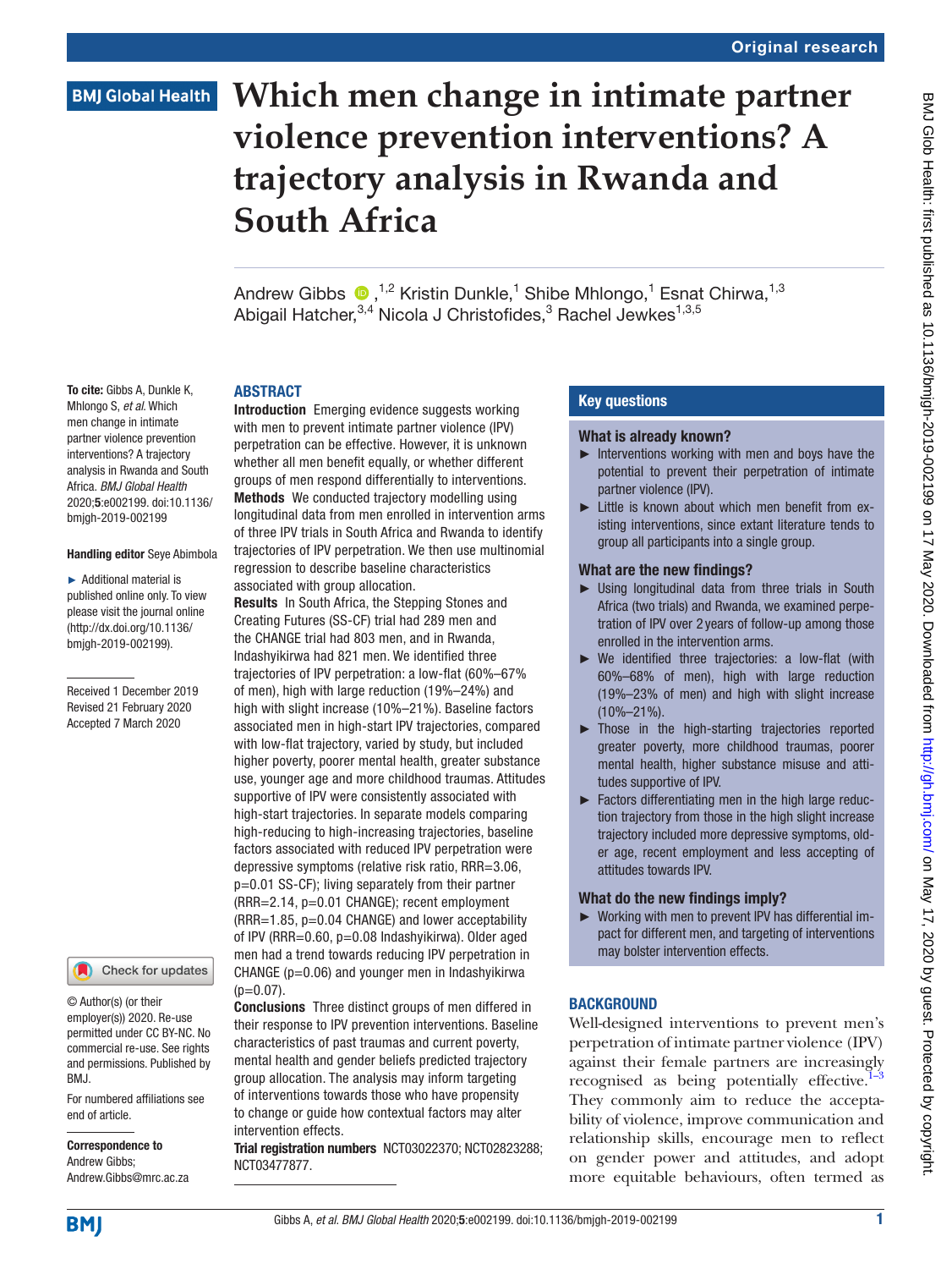# Which men change in intimate partner violence prevention interventions? A trajectory analysis in Rwanda and South Africa

Andrew Gibbs [1,2] Kristin Dunkle,[1] Shibe Mhlongo,[1] Esnat Chirwa,[1,3] Abigail Hatcher,[3,4] Nicola J Christofides,[3] Rachel Jewkes[1,3,5]

**To cite:** Gibbs A, Dunkle K, Mhlongo S, *et al*. Which men change in intimate partner violence prevention interventions? A trajectory analysis in Rwanda and South Africa. *BMJ Global Health* 2020;**5**:e002199. doi:10.1136/bmjgh-2019-002199

**Handling editor** Seye Abimbola

► Additional material is published online only. To view please visit the journal online (http://dx.doi.org/10.1136/bmjgh-2019-002199).

Received 1 December 2019
Revised 21 February 2020
Accepted 7 March 2020

© Author(s) (or their employer(s)) 2020. Re-use permitted under CC BY-NC. No commercial re-use. See rights and permissions. Published by BMJ.

For numbered affiliations see end of article.

**Correspondence to**
Andrew Gibbs;
Andrew.Gibbs@mrc.ac.za

## ABSTRACT

**Introduction** Emerging evidence suggests working with men to prevent intimate partner violence (IPV) perpetration can be effective. However, it is unknown whether all men benefit equally, or whether different groups of men respond differentially to interventions.

**Methods** We conducted trajectory modelling using longitudinal data from men enrolled in intervention arms of three IPV trials in South Africa and Rwanda to identify trajectories of IPV perpetration. We then use multinomial regression to describe baseline characteristics associated with group allocation.

**Results** In South Africa, the Stepping Stones and Creating Futures (SS-CF) trial had 289 men and the CHANGE trial had 803 men, and in Rwanda, Indashyikirwa had 821 men. We identified three trajectories of IPV perpetration: a low-flat (60%–67% of men), high with large reduction (19%–24%) and high with slight increase (10%–21%). Baseline factors associated men in high-start IPV trajectories, compared with low-flat trajectory, varied by study, but included higher poverty, poorer mental health, greater substance use, younger age and more childhood traumas. Attitudes supportive of IPV were consistently associated with high-start trajectories. In separate models comparing high-reducing to high-increasing trajectories, baseline factors associated with reduced IPV perpetration were depressive symptoms (relative risk ratio, RRR=3.06, p=0.01 SS-CF); living separately from their partner (RRR=2.14, p=0.01 CHANGE); recent employment (RRR=1.85, p=0.04 CHANGE) and lower acceptability of IPV (RRR=0.60, p=0.08 Indashyikirwa). Older aged men had a trend towards reducing IPV perpetration in CHANGE (p=0.06) and younger men in Indashyikirwa (p=0.07).

**Conclusions** Three distinct groups of men differed in their response to IPV prevention interventions. Baseline characteristics of past traumas and current poverty, mental health and gender beliefs predicted trajectory group allocation. The analysis may inform targeting of interventions towards those who have propensity to change or guide how contextual factors may alter intervention effects.

**Trial registration numbers** NCT03022370; NCT02823288; NCT03477877.

## Key questions

### What is already known?

- ► Interventions working with men and boys have the potential to prevent their perpetration of intimate partner violence (IPV).
- ► Little is known about which men benefit from existing interventions, since extant literature tends to group all participants into a single group.

### What are the new findings?

- ► Using longitudinal data from three trials in South Africa (two trials) and Rwanda, we examined perpetration of IPV over 2 years of follow-up among those enrolled in the intervention arms.
- ► We identified three trajectories: a low-flat (with 60%–68% of men), high with large reduction (19%–23% of men) and high with slight increase (10%–21%).
- ► Those in the high-starting trajectories reported greater poverty, more childhood traumas, poorer mental health, higher substance misuse and attitudes supportive of IPV.
- ► Factors differentiating men in the high large reduction trajectory from those in the high slight increase trajectory included more depressive symptoms, older age, recent employment and less accepting of attitudes towards IPV.

### What do the new findings imply?

- ► Working with men to prevent IPV has differential impact for different men, and targeting of interventions may bolster intervention effects.

## BACKGROUND

Well-designed interventions to prevent men's perpetration of intimate partner violence (IPV) against their female partners are increasingly recognised as being potentially effective.[1–3] They commonly aim to reduce the acceptability of violence, improve communication and relationship skills, encourage men to reflect on gender power and attitudes, and adopt more equitable behaviours, often termed as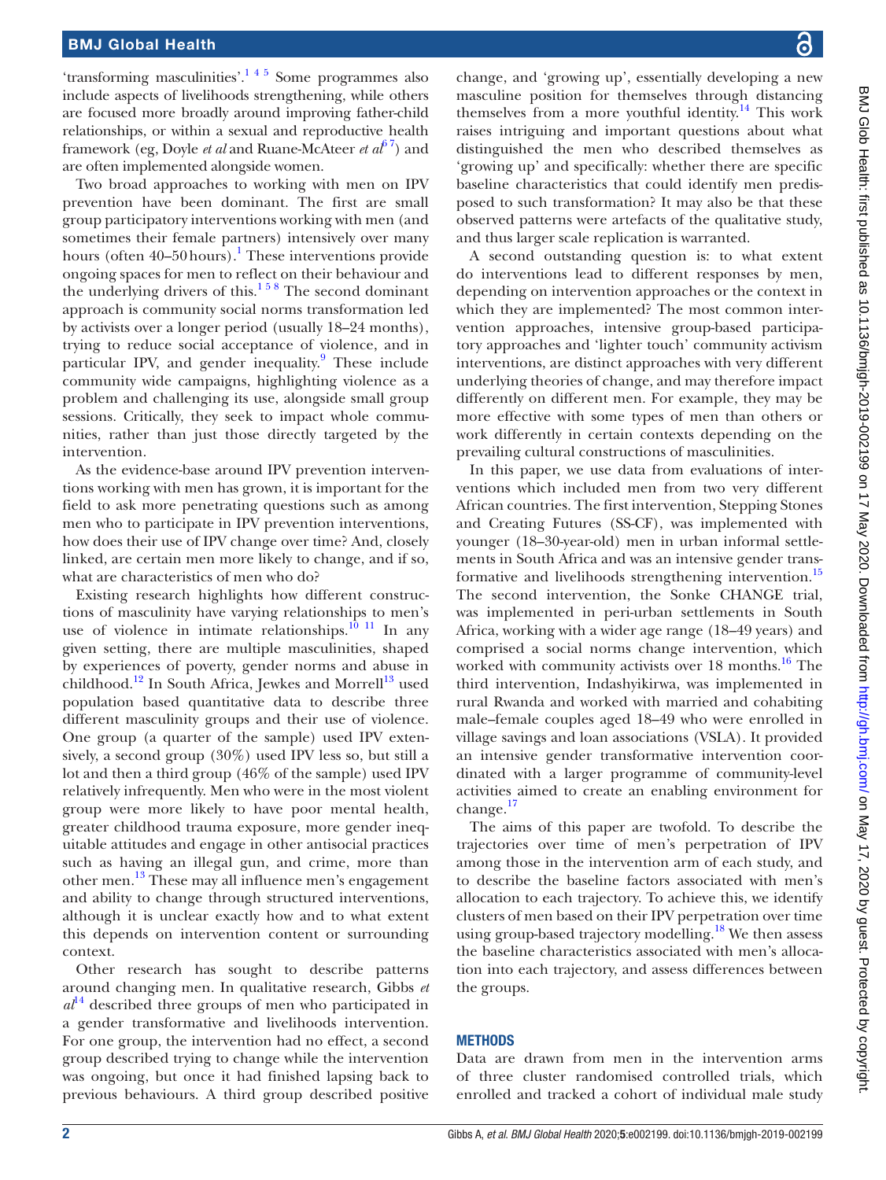'transforming masculinities'.[1 4 5] Some programmes also include aspects of livelihoods strengthening, while others are focused more broadly around improving father-child relationships, or within a sexual and reproductive health framework (eg, Doyle *et al* and Ruane-McAteer *et al*[6 7]) and are often implemented alongside women.

Two broad approaches to working with men on IPV prevention have been dominant. The first are small group participatory interventions working with men (and sometimes their female partners) intensively over many hours (often 40–50 hours).[1] These interventions provide ongoing spaces for men to reflect on their behaviour and the underlying drivers of this.[1 5 8] The second dominant approach is community social norms transformation led by activists over a longer period (usually 18–24 months), trying to reduce social acceptance of violence, and in particular IPV, and gender inequality.[9] These include community wide campaigns, highlighting violence as a problem and challenging its use, alongside small group sessions. Critically, they seek to impact whole communities, rather than just those directly targeted by the intervention.

As the evidence-base around IPV prevention interventions working with men has grown, it is important for the field to ask more penetrating questions such as among men who to participate in IPV prevention interventions, how does their use of IPV change over time? And, closely linked, are certain men more likely to change, and if so, what are characteristics of men who do?

Existing research highlights how different constructions of masculinity have varying relationships to men's use of violence in intimate relationships.[10 11] In any given setting, there are multiple masculinities, shaped by experiences of poverty, gender norms and abuse in childhood.[12] In South Africa, Jewkes and Morrell[13] used population based quantitative data to describe three different masculinity groups and their use of violence. One group (a quarter of the sample) used IPV extensively, a second group (30%) used IPV less so, but still a lot and then a third group (46% of the sample) used IPV relatively infrequently. Men who were in the most violent group were more likely to have poor mental health, greater childhood trauma exposure, more gender inequitable attitudes and engage in other antisocial practices such as having an illegal gun, and crime, more than other men.[13] These may all influence men's engagement and ability to change through structured interventions, although it is unclear exactly how and to what extent this depends on intervention content or surrounding context.

Other research has sought to describe patterns around changing men. In qualitative research, Gibbs *et al*[14] described three groups of men who participated in a gender transformative and livelihoods intervention. For one group, the intervention had no effect, a second group described trying to change while the intervention was ongoing, but once it had finished lapsing back to previous behaviours. A third group described positive change, and 'growing up', essentially developing a new masculine position for themselves through distancing themselves from a more youthful identity.[14] This work raises intriguing and important questions about what distinguished the men who described themselves as 'growing up' and specifically: whether there are specific baseline characteristics that could identify men predisposed to such transformation? It may also be that these observed patterns were artefacts of the qualitative study, and thus larger scale replication is warranted.

A second outstanding question is: to what extent do interventions lead to different responses by men, depending on intervention approaches or the context in which they are implemented? The most common intervention approaches, intensive group-based participatory approaches and 'lighter touch' community activism interventions, are distinct approaches with very different underlying theories of change, and may therefore impact differently on different men. For example, they may be more effective with some types of men than others or work differently in certain contexts depending on the prevailing cultural constructions of masculinities.

In this paper, we use data from evaluations of interventions which included men from two very different African countries. The first intervention, Stepping Stones and Creating Futures (SS-CF), was implemented with younger (18–30-year-old) men in urban informal settlements in South Africa and was an intensive gender transformative and livelihoods strengthening intervention.[15] The second intervention, the Sonke CHANGE trial, was implemented in peri-urban settlements in South Africa, working with a wider age range (18–49 years) and comprised a social norms change intervention, which worked with community activists over 18 months.[16] The third intervention, Indashyikirwa, was implemented in rural Rwanda and worked with married and cohabiting male–female couples aged 18–49 who were enrolled in village savings and loan associations (VSLA). It provided an intensive gender transformative intervention coordinated with a larger programme of community-level activities aimed to create an enabling environment for change.[17]

The aims of this paper are twofold. To describe the trajectories over time of men's perpetration of IPV among those in the intervention arm of each study, and to describe the baseline factors associated with men's allocation to each trajectory. To achieve this, we identify clusters of men based on their IPV perpetration over time using group-based trajectory modelling.[18] We then assess the baseline characteristics associated with men's allocation into each trajectory, and assess differences between the groups.

## METHODS

Data are drawn from men in the intervention arms of three cluster randomised controlled trials, which enrolled and tracked a cohort of individual male study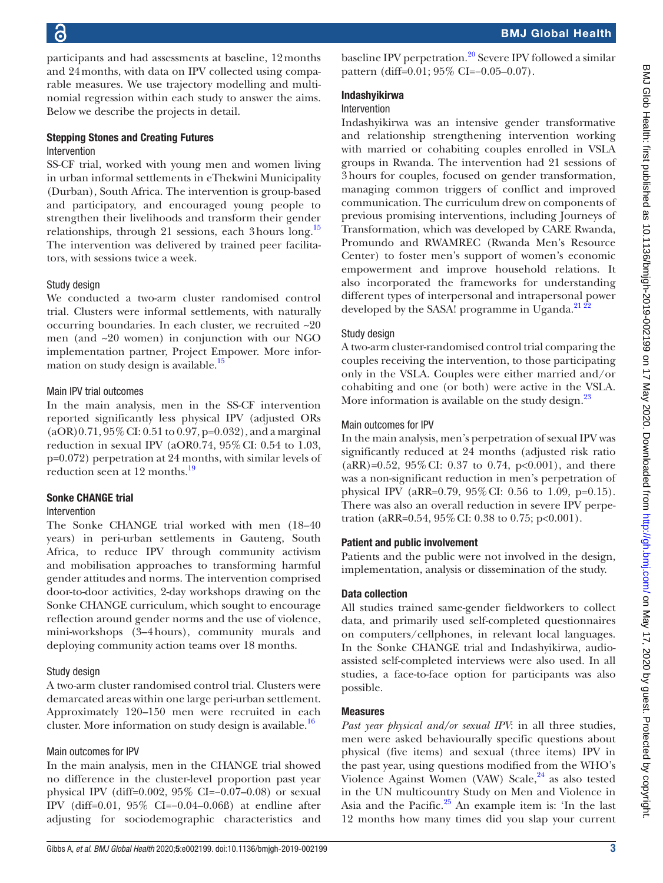participants and had assessments at baseline, 12 months and 24 months, with data on IPV collected using comparable measures. We use trajectory modelling and multinomial regression within each study to answer the aims. Below we describe the projects in detail.

### Stepping Stones and Creating Futures

#### Intervention

SS-CF trial, worked with young men and women living in urban informal settlements in eThekwini Municipality (Durban), South Africa. The intervention is group-based and participatory, and encouraged young people to strengthen their livelihoods and transform their gender relationships, through 21 sessions, each 3 hours long.[15] The intervention was delivered by trained peer facilitators, with sessions twice a week.

#### Study design

We conducted a two-arm cluster randomised control trial. Clusters were informal settlements, with naturally occurring boundaries. In each cluster, we recruited ~20 men (and ~20 women) in conjunction with our NGO implementation partner, Project Empower. More information on study design is available.[15]

#### Main IPV trial outcomes

In the main analysis, men in the SS-CF intervention reported significantly less physical IPV (adjusted ORs (aOR) 0.71, 95% CI: 0.51 to 0.97, p=0.032), and a marginal reduction in sexual IPV (aOR0.74, 95% CI: 0.54 to 1.03, p=0.072) perpetration at 24 months, with similar levels of reduction seen at 12 months.[19]

### Sonke CHANGE trial

#### Intervention

The Sonke CHANGE trial worked with men (18–40 years) in peri-urban settlements in Gauteng, South Africa, to reduce IPV through community activism and mobilisation approaches to transforming harmful gender attitudes and norms. The intervention comprised door-to-door activities, 2-day workshops drawing on the Sonke CHANGE curriculum, which sought to encourage reflection around gender norms and the use of violence, mini-workshops (3–4 hours), community murals and deploying community action teams over 18 months.

#### Study design

A two-arm cluster randomised control trial. Clusters were demarcated areas within one large peri-urban settlement. Approximately 120–150 men were recruited in each cluster. More information on study design is available.[16]

#### Main outcomes for IPV

In the main analysis, men in the CHANGE trial showed no difference in the cluster-level proportion past year physical IPV (diff=0.002, 95% CI=−0.07–0.08) or sexual IPV (diff=0.01, 95% CI=−0.04–0.06ß) at endline after adjusting for sociodemographic characteristics and baseline IPV perpetration.[20] Severe IPV followed a similar pattern (diff=0.01; 95% CI=−0.05–0.07).

### Indashyikirwa

#### Intervention

Indashyikirwa was an intensive gender transformative and relationship strengthening intervention working with married or cohabiting couples enrolled in VSLA groups in Rwanda. The intervention had 21 sessions of 3 hours for couples, focused on gender transformation, managing common triggers of conflict and improved communication. The curriculum drew on components of previous promising interventions, including Journeys of Transformation, which was developed by CARE Rwanda, Promundo and RWAMREC (Rwanda Men's Resource Center) to foster men's support of women's economic empowerment and improve household relations. It also incorporated the frameworks for understanding different types of interpersonal and intrapersonal power developed by the SASA! programme in Uganda.[21 22]

#### Study design

A two-arm cluster-randomised control trial comparing the couples receiving the intervention, to those participating only in the VSLA. Couples were either married and/or cohabiting and one (or both) were active in the VSLA. More information is available on the study design.[23]

#### Main outcomes for IPV

In the main analysis, men's perpetration of sexual IPV was significantly reduced at 24 months (adjusted risk ratio (aRR)=0.52, 95% CI: 0.37 to 0.74, p<0.001), and there was a non-significant reduction in men's perpetration of physical IPV (aRR=0.79, 95% CI: 0.56 to 1.09, p=0.15). There was also an overall reduction in severe IPV perpetration (aRR=0.54, 95% CI: 0.38 to 0.75; p<0.001).

### Patient and public involvement

Patients and the public were not involved in the design, implementation, analysis or dissemination of the study.

### Data collection

All studies trained same-gender fieldworkers to collect data, and primarily used self-completed questionnaires on computers/cellphones, in relevant local languages. In the Sonke CHANGE trial and Indashyikirwa, audio-assisted self-completed interviews were also used. In all studies, a face-to-face option for participants was also possible.

### Measures

*Past year physical and/or sexual IPV*: in all three studies, men were asked behaviourally specific questions about physical (five items) and sexual (three items) IPV in the past year, using questions modified from the WHO's Violence Against Women (VAW) Scale,[24] as also tested in the UN multicountry Study on Men and Violence in Asia and the Pacific.[25] An example item is: 'In the last 12 months how many times did you slap your current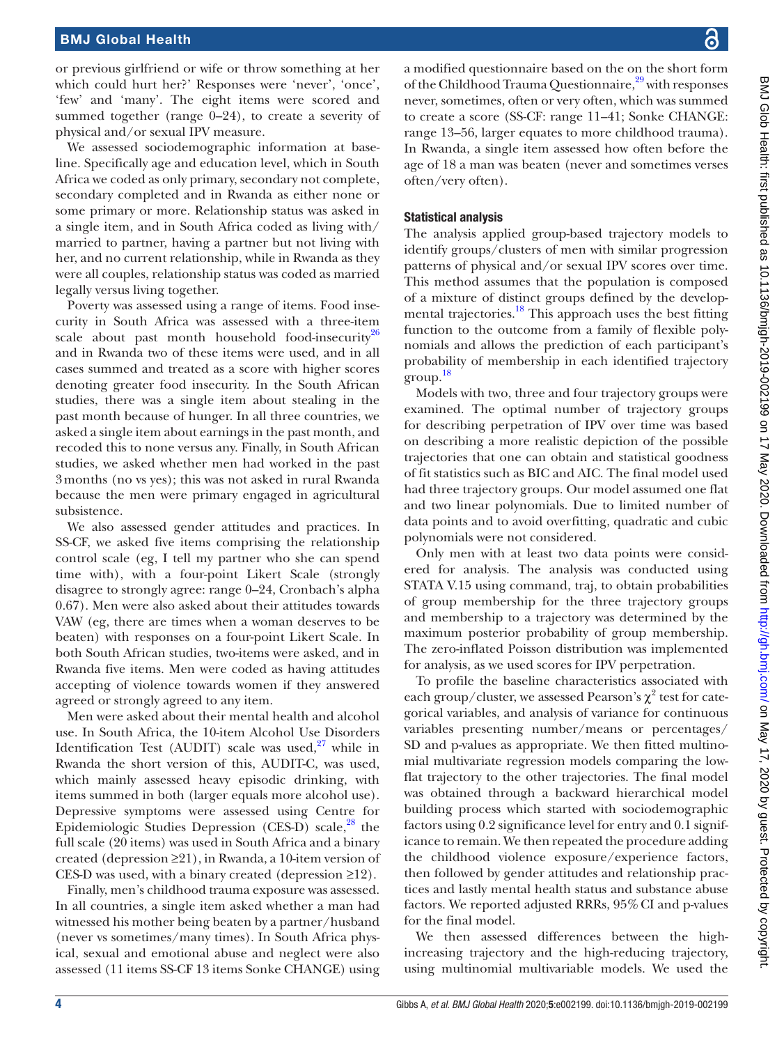or previous girlfriend or wife or throw something at her which could hurt her?' Responses were 'never', 'once', 'few' and 'many'. The eight items were scored and summed together (range 0–24), to create a severity of physical and/or sexual IPV measure.

We assessed sociodemographic information at baseline. Specifically age and education level, which in South Africa we coded as only primary, secondary not complete, secondary completed and in Rwanda as either none or some primary or more. Relationship status was asked in a single item, and in South Africa coded as living with/married to partner, having a partner but not living with her, and no current relationship, while in Rwanda as they were all couples, relationship status was coded as married legally versus living together.

Poverty was assessed using a range of items. Food insecurity in South Africa was assessed with a three-item scale about past month household food-insecurity[26] and in Rwanda two of these items were used, and in all cases summed and treated as a score with higher scores denoting greater food insecurity. In the South African studies, there was a single item about stealing in the past month because of hunger. In all three countries, we asked a single item about earnings in the past month, and recoded this to none versus any. Finally, in South African studies, we asked whether men had worked in the past 3 months (no vs yes); this was not asked in rural Rwanda because the men were primary engaged in agricultural subsistence.

We also assessed gender attitudes and practices. In SS-CF, we asked five items comprising the relationship control scale (eg, I tell my partner who she can spend time with), with a four-point Likert Scale (strongly disagree to strongly agree: range 0–24, Cronbach's alpha 0.67). Men were also asked about their attitudes towards VAW (eg, there are times when a woman deserves to be beaten) with responses on a four-point Likert Scale. In both South African studies, two-items were asked, and in Rwanda five items. Men were coded as having attitudes accepting of violence towards women if they answered agreed or strongly agreed to any item.

Men were asked about their mental health and alcohol use. In South Africa, the 10-item Alcohol Use Disorders Identification Test (AUDIT) scale was used,[27] while in Rwanda the short version of this, AUDIT-C, was used, which mainly assessed heavy episodic drinking, with items summed in both (larger equals more alcohol use). Depressive symptoms were assessed using Centre for Epidemiologic Studies Depression (CES-D) scale,[28] the full scale (20 items) was used in South Africa and a binary created (depression ≥21), in Rwanda, a 10-item version of CES-D was used, with a binary created (depression ≥12).

Finally, men's childhood trauma exposure was assessed. In all countries, a single item asked whether a man had witnessed his mother being beaten by a partner/husband (never vs sometimes/many times). In South Africa physical, sexual and emotional abuse and neglect were also assessed (11 items SS-CF 13 items Sonke CHANGE) using a modified questionnaire based on the on the short form of the Childhood Trauma Questionnaire,[29] with responses never, sometimes, often or very often, which was summed to create a score (SS-CF: range 11–41; Sonke CHANGE: range 13–56, larger equates to more childhood trauma). In Rwanda, a single item assessed how often before the age of 18 a man was beaten (never and sometimes verses often/very often).

### Statistical analysis

The analysis applied group-based trajectory models to identify groups/clusters of men with similar progression patterns of physical and/or sexual IPV scores over time. This method assumes that the population is composed of a mixture of distinct groups defined by the developmental trajectories.[18] This approach uses the best fitting function to the outcome from a family of flexible polynomials and allows the prediction of each participant's probability of membership in each identified trajectory group.[18]

Models with two, three and four trajectory groups were examined. The optimal number of trajectory groups for describing perpetration of IPV over time was based on describing a more realistic depiction of the possible trajectories that one can obtain and statistical goodness of fit statistics such as BIC and AIC. The final model used had three trajectory groups. Our model assumed one flat and two linear polynomials. Due to limited number of data points and to avoid overfitting, quadratic and cubic polynomials were not considered.

Only men with at least two data points were considered for analysis. The analysis was conducted using STATA V.15 using command, traj, to obtain probabilities of group membership for the three trajectory groups and membership to a trajectory was determined by the maximum posterior probability of group membership. The zero-inflated Poisson distribution was implemented for analysis, as we used scores for IPV perpetration.

To profile the baseline characteristics associated with each group/cluster, we assessed Pearson's $\chi^2$ test for categorical variables, and analysis of variance for continuous variables presenting number/means or percentages/SD and p-values as appropriate. We then fitted multinomial multivariate regression models comparing the low-flat trajectory to the other trajectories. The final model was obtained through a backward hierarchical model building process which started with sociodemographic factors using 0.2 significance level for entry and 0.1 significance to remain. We then repeated the procedure adding the childhood violence exposure/experience factors, then followed by gender attitudes and relationship practices and lastly mental health status and substance abuse factors. We reported adjusted RRRs, 95% CI and p-values for the final model.

We then assessed differences between the high-increasing trajectory and the high-reducing trajectory, using multinomial multivariable models. We used the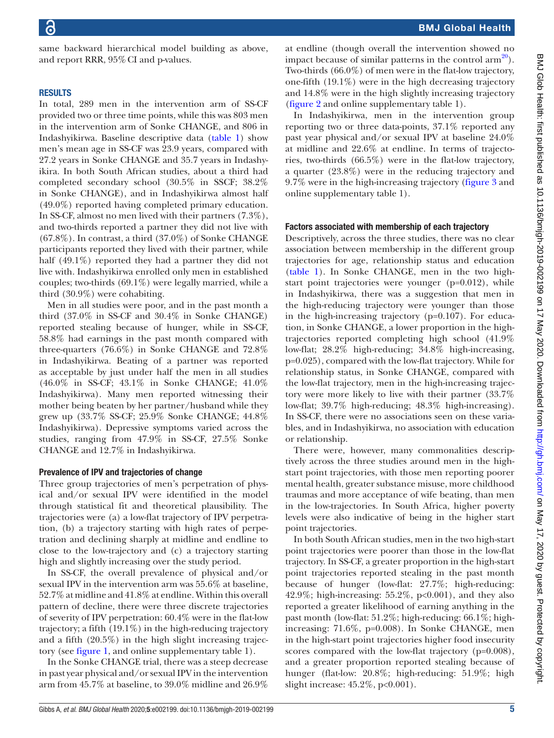same backward hierarchical model building as above, and report RRR, 95% CI and p-values.

## RESULTS

In total, 289 men in the intervention arm of SS-CF provided two or three time points, while this was 803 men in the intervention arm of Sonke CHANGE, and 806 in Indashyikirwa. Baseline descriptive data (table 1) show men's mean age in SS-CF was 23.9 years, compared with 27.2 years in Sonke CHANGE and 35.7 years in Indashyikira. In both South African studies, about a third had completed secondary school (30.5% in SSCF; 38.2% in Sonke CHANGE), and in Indashyikirwa almost half (49.0%) reported having completed primary education. In SS-CF, almost no men lived with their partners (7.3%), and two-thirds reported a partner they did not live with (67.8%). In contrast, a third (37.0%) of Sonke CHANGE participants reported they lived with their partner, while half (49.1%) reported they had a partner they did not live with. Indashyikirwa enrolled only men in established couples; two-thirds (69.1%) were legally married, while a third (30.9%) were cohabiting.

Men in all studies were poor, and in the past month a third (37.0% in SS-CF and 30.4% in Sonke CHANGE) reported stealing because of hunger, while in SS-CF, 58.8% had earnings in the past month compared with three-quarters (76.6%) in Sonke CHANGE and 72.8% in Indashyikirwa. Beating of a partner was reported as acceptable by just under half the men in all studies (46.0% in SS-CF; 43.1% in Sonke CHANGE; 41.0% Indashyikirwa). Many men reported witnessing their mother being beaten by her partner/husband while they grew up (33.7% SS-CF; 25.9% Sonke CHANGE; 44.8% Indashyikirwa). Depressive symptoms varied across the studies, ranging from 47.9% in SS-CF, 27.5% Sonke CHANGE and 12.7% in Indashyikirwa.

### Prevalence of IPV and trajectories of change

Three group trajectories of men's perpetration of physical and/or sexual IPV were identified in the model through statistical fit and theoretical plausibility. The trajectories were (a) a low-flat trajectory of IPV perpetration, (b) a trajectory starting with high rates of perpetration and declining sharply at midline and endline to close to the low-trajectory and (c) a trajectory starting high and slightly increasing over the study period.

In SS-CF, the overall prevalence of physical and/or sexual IPV in the intervention arm was 55.6% at baseline, 52.7% at midline and 41.8% at endline. Within this overall pattern of decline, there were three discrete trajectories of severity of IPV perpetration: 60.4% were in the flat-low trajectory; a fifth (19.1%) in the high-reducing trajectory and a fifth (20.5%) in the high slight increasing trajectory (see figure 1, and online supplementary table 1).

In the Sonke CHANGE trial, there was a steep decrease in past year physical and/or sexual IPV in the intervention arm from 45.7% at baseline, to 39.0% midline and 26.9% at endline (though overall the intervention showed no impact because of similar patterns in the control arm[20]). Two-thirds (66.0%) of men were in the flat-low trajectory, one-fifth (19.1%) were in the high decreasing trajectory and 14.8% were in the high slightly increasing trajectory (figure 2 and online supplementary table 1).

In Indashyikirwa, men in the intervention group reporting two or three data-points, 37.1% reported any past year physical and/or sexual IPV at baseline 24.0% at midline and 22.6% at endline. In terms of trajectories, two-thirds (66.5%) were in the flat-low trajectory, a quarter (23.8%) were in the reducing trajectory and 9.7% were in the high-increasing trajectory (figure 3 and online supplementary table 1).

### Factors associated with membership of each trajectory

Descriptively, across the three studies, there was no clear association between membership in the different group trajectories for age, relationship status and education (table 1). In Sonke CHANGE, men in the two high-start point trajectories were younger (p=0.012), while in Indashyikirwa, there was a suggestion that men in the high-reducing trajectory were younger than those in the high-increasing trajectory (p=0.107). For education, in Sonke CHANGE, a lower proportion in the high-trajectories reported completing high school (41.9% low-flat; 28.2% high-reducing; 34.8% high-increasing, p=0.025), compared with the low-flat trajectory. While for relationship status, in Sonke CHANGE, compared with the low-flat trajectory, men in the high-increasing trajectory were more likely to live with their partner (33.7% low-flat; 39.7% high-reducing; 48.3% high-increasing). In SS-CF, there were no associations seen on these variables, and in Indashyikirwa, no association with education or relationship.

There were, however, many commonalities descriptively across the three studies around men in the high-start point trajectories, with those men reporting poorer mental health, greater substance misuse, more childhood traumas and more acceptance of wife beating, than men in the low-trajectories. In South Africa, higher poverty levels were also indicative of being in the higher start point trajectories.

In both South African studies, men in the two high-start point trajectories were poorer than those in the low-flat trajectory. In SS-CF, a greater proportion in the high-start point trajectories reported stealing in the past month because of hunger (low-flat: 27.7%; high-reducing: 42.9%; high-increasing: 55.2%, p<0.001), and they also reported a greater likelihood of earning anything in the past month (low-flat: 51.2%; high-reducing: 66.1%; high-increasing: 71.6%, p=0.008). In Sonke CHANGE, men in the high-start point trajectories higher food insecurity scores compared with the low-flat trajectory (p=0.008), and a greater proportion reported stealing because of hunger (flat-low: 20.8%; high-reducing: 51.9%; high slight increase: 45.2%, p<0.001).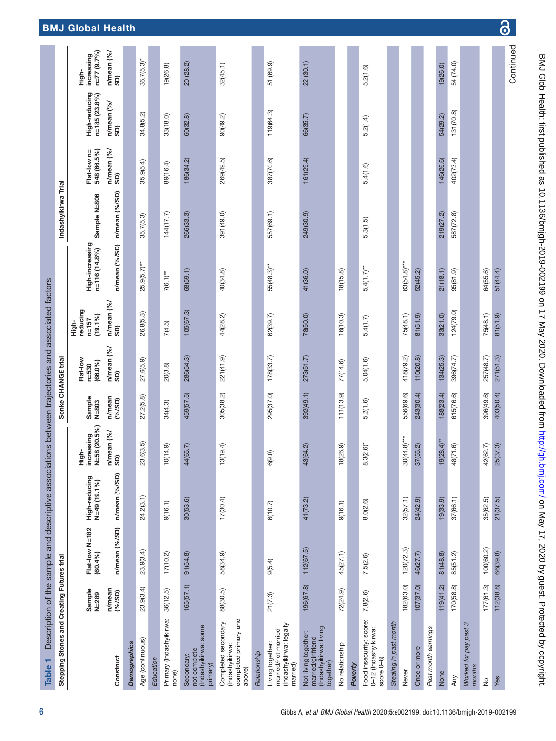**Table 1** Description of the sample and descriptive associations between trajectories and associated factors

| | Stepping Stones and Creating Futures trial | | | | Sonke CHANGE trial | | | | Indashyikirwa Trial | | | |
|---|---|---|---|---|---|---|---|---|---|---|---|---|
| Construct | Sample N=289 n/mean (%/SD) | Flat-low N=182 (60.4%) n/mean (%/SD) | High-reducing N=49 (19.1%) n/mean (%/SD) | High-increasing N=58 (20.5%) n/mean (%/SD) | Sample N=803 n/mean (%/SD) | Flat-low n=530 (66.0%) n/mean (%/SD) | High-reducing n=157 (19.1%) n/mean (%/SD) | High-increasing n=116 (14.8%) n/mean (%/SD) | Sample N=806 n/mean (%/SD) | Flat-low n=548 (66.5%) n/mean (%/SD) | High-reducing n=185 (23.8%) n/mean (%/SD) | High-increasing n=77 (9.7%) n/mean (%/SD) |
| ***Demographics*** | | | | | | | | | | | | |
| Age (continuous) | 23.9(3.4) | 23.9(3.4) | 24.2(3.1) | 23.6(3.5) | 27.2(5.8) | 27.6(5.9) | 26.8(5.3) | 25.9(5.7)** | 35.7(5.3) | 35.9(5.4) | 34.8(5.2) | 36.7(5.3)* |
| *Education* | | | | | | | | | | | | |
| Primary (Indashyikirwa: none) | 36(12.5) | 17(10.2) | 9(16.1) | 10(14.9) | 34(4.3) | 20(3.8) | 7(4.5) | 7(6.1)** | 144(17.7) | 89(16.4) | 33(18.0) | 19(26.8) |
| Secondary: not complete (Indashyikirwa: some primary) | 165(57.1) | 91(54.8) | 30(53.6) | 44(65.7) | 459(57.5) | 286(54.3) | 105(67.3) | 68(59.1) | 266(33.3) | 186(34.2) | 60(32.8) | 20 (28.2) |
| Completed secondary (Indashyikirwa: completed primary and above) | 88(30.5) | 58(34.9) | 17(30.4) | 13(19.4) | 305(38.2) | 221(41.9) | 44(28.2) | 40(34.8) | 391(49.0) | 269(49.5) | 90(49.2) | 32(45.1) |
| *Relationship* | | | | | | | | | | | | |
| Living together: married/not married (Indashyikirwa: legally married) | 21(7.3) | 9(5.4) | 6(10.7) | 6(9.0) | 295(37.0) | 178(33.7) | 62(39.7) | 55(48.3)** | 557(69.1) | 387(70.6) | 119(64.3) | 51 (69.9) |
| Not living together: married/girlfriend (Indashyikirwa: living together) | 196(67.8) | 112(67.5) | 41(73.2) | 43(64.2) | 392(49.1) | 273(51.7) | 78(50.0) | 41(36.0) | 249(30.9) | 161(29.4) | 66(35.7) | 22 (30.1) |
| No relationship | 72(24.9) | 45(27.1) | 9(16.1) | 18(26.9) | 111(13.9) | 77(14.6) | 16(10.3) | 18(15.8) | | | | |
| ***Poverty*** | | | | | | | | | | | | |
| Food insecurity: score: 0–12 (Indashyikirwa: score 0–8) | 7.8(2.6) | 7.5(2.6) | 8.0(2.6) | 8.3(2.6)* | 5.2(1.6) | 5.04(1.6) | 5.4(1.7) | 5.4(1.7)** | 5.3(1.5) | 5.4(1.6) | 5.2(1.4) | 5.2(1.6) |
| *Stealing in past month* | | | | | | | | | | | | |
| Never | 182(63.0) | 120(72.3) | 32(57.1) | 30(44.8)*** | 556(69.6) | 418(79.2) | 75(48.1) | 63(54.8)*** | | | | |
| Once or more | 107(37.0) | 46(27.7) | 24(42.9) | 37(55.2) | 243(30.4) | 110(20.8) | 81(51.9) | 52(45.2) | | | | |
| *Past month earnings* | | | | | | | | | | | | |
| None | 119(41.2) | 81(48.8) | 19(33.9) | 19(28.4)** | 188(23.4) | 134(25.3) | 33(21.0) | 21(18.1) | 219(27.2) | 146(26.6) | 54(29.2) | 19(26.0) |
| Any | 170(58.8) | 85(51.2) | 37(66.1) | 48(71.6) | 615(76.6) | 396(74.7) | 124(79.0) | 95(81.9) | 587(72.8) | 402(73.4) | 131(70.8) | 54 (74.0) |
| *Worked for pay past 3 months* | | | | | | | | | | | | |
| No | 177(61.3) | 100(60.2) | 35(62.5) | 42(62.7) | 396(49.6) | 257(48.7) | 75(48.1) | 64(55.6) | | | | |
| Yes | 112(38.8) | 66(39.8) | 21(37.5) | 25(37.3) | 403(50.4) | 271(51.3) | 81(51.9) | 51(44.4) | | | | |

Continued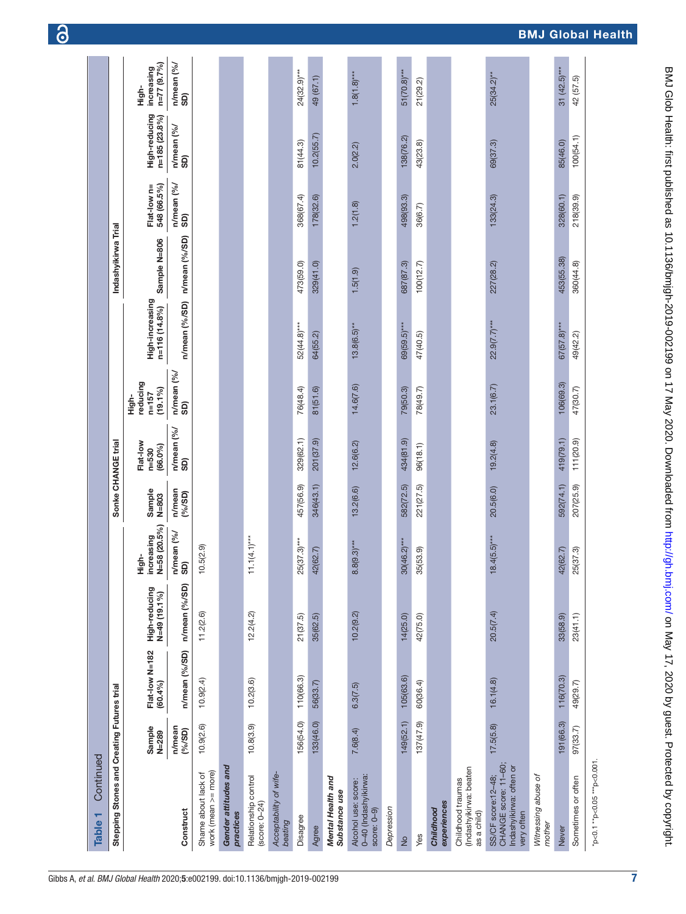Table 1 Continued

| Construct | Stepping Stones and Creating Futures trial | | | | Sonke CHANGE trial | | | | Indashyikirwa Trial | | | |
|---|---|---|---|---|---|---|---|---|---|---|---|---|
| | Sample N=289 | Flat-low N=182 (60.4%) | High-reducing N=49 (19.1%) | High-increasing N=58 (20.5%) | Sample N=803 | Flat-low n=530 (66.0%) | High-reducing n=157 (19.1%) | High-increasing n=116 (14.8%) | Sample N=806 | Flat-low n=548 (66.5%) | High-reducing n=185 (23.8%) | High-increasing n=77 (9.7%) |
| | n/mean (%/SD) | n/mean (%/SD) | n/mean (%/SD) | n/mean (%/SD) | n/mean (%/SD) | n/mean (%/SD) | n/mean (%/SD) | n/mean (%/SD) | n/mean (%/SD) | n/mean (%/SD) | n/mean (%/SD) | n/mean (%/SD) |
| Shame about lack of work (mean >= more) | 10.9(2.6) | 10.9(2.4) | 11.2(2.6) | 10.5(2.9) | | | | | | | | |
| ***Gender attitudes and practices*** | | | | | | | | | | | | |
| Relationship control (score: 0–24) | 10.8(3.9) | 10.2(3.6) | 12.2(4.2) | 11.1(4.1)*** | | | | | | | | |
| *Acceptability of wife-beating* | | | | | | | | | | | | |
| Disagree | 156(54.0) | 110(66.3) | 21(37.5) | 25(37.3)*** | 457(56.9) | 329(62.1) | 76(48.4) | 52(44.8)*** | 473(59.0) | 368(67.4) | 81(44.3) | 24(32.9)*** |
| Agree | 133(46.0) | 56(33.7) | 35(62.5) | 42(62.7) | 346(43.1) | 201(37.9) | 81(51.6) | 64(55.2) | 329(41.0) | 178(32.6) | 10.2(55.7) | 49 (67.1) |
| ***Mental Health and Substance use*** | | | | | | | | | | | | |
| Alcohol use: score: 0–40 (Indashyikirwa: score: 0–9) | 7.6(8.4) | 6.3(7.5) | 10.2(9.2) | 8.8(9.3)*** | 13.2(6.6) | 12.6(6.2) | 14.6(7.6) | 13.8(6.5)** | 1.5(1.9) | 1.2(1.8) | 2.0(2.2) | 1.8(1.8)*** |
| *Depression* | | | | | | | | | | | | |
| No | 149(52.1) | 105(63.6) | 14(25.0) | 30(46.2)*** | 582(72.5) | 434(81.9) | 79(50.3) | 69(59.5)*** | 687(87.3) | 498(93.3) | 138(76.2) | 51(70.8)*** |
| Yes | 137(47.9) | 60(36.4) | 42(75.0) | 35(53.9) | 221(27.5) | 96(18.1) | 78(49.7) | 47(40.5) | 100(12.7) | 36(6.7) | 43(23.8) | 21(29.2) |
| ***Childhood experiences*** | | | | | | | | | | | | |
| Childhood traumas (Indashyikirwa: beaten as a child) | | | | | | | | | | | | |
| SS/CF score:12–48; CHANGE score: 11–60; Indashyikirwa: often or very often | 17.5(5.8) | 16.1(4.8) | 20.5(7.4) | 18.4(5.5)*** | 20.5(6.0) | 19.2(4.8) | 23.1(6.7) | 22.9(7.7)*** | 227(28.2) | 133(24.3) | 69(37.3) | 25(34.2)** |
| *Witnessing abuse of mother* | | | | | | | | | | | | |
| Never | 191(66.3) | 116(70.3) | 33(58.9) | 42(62.7) | 592(74.1) | 419(79.1) | 106(69.3) | 67(57.8)*** | 453(55.38) | 328(60.1) | 85(46.0) | 31 (42.5)*** |
| Sometimes or often | 97(33.7) | 49(29.7) | 23(41.1) | 25(37.3) | 207(25.9) | 111(20.9) | 47(30.7) | 49(42.2) | 360(44.8) | 218(39.9) | 100(54.1) | 42 (57.5) |

*p<0.1 **p<0.05 ***p<0.001.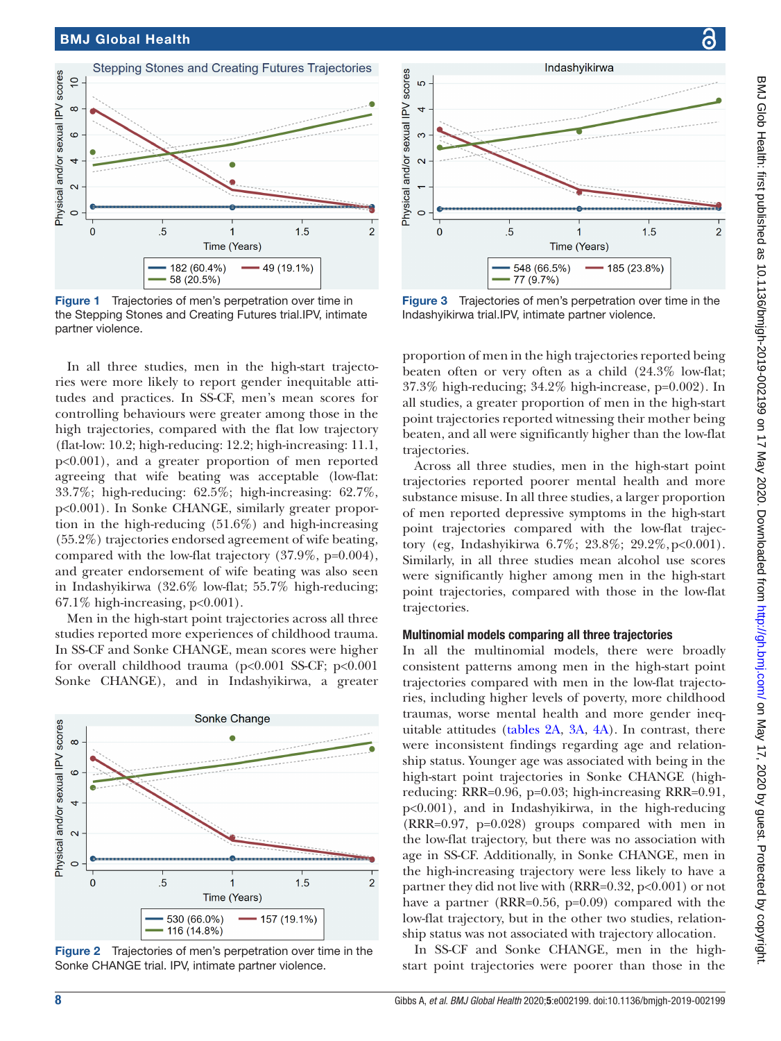Figure 1 Trajectories of men's perpetration over time in the Stepping Stones and Creating Futures trial.IPV, intimate partner violence.

Figure 3 Trajectories of men's perpetration over time in the Indashyikirwa trial.IPV, intimate partner violence.

In all three studies, men in the high-start trajectories were more likely to report gender inequitable attitudes and practices. In SS-CF, men's mean scores for controlling behaviours were greater among those in the high trajectories, compared with the flat low trajectory (flat-low: 10.2; high-reducing: 12.2; high-increasing: 11.1, p<0.001), and a greater proportion of men reported agreeing that wife beating was acceptable (low-flat: 33.7%; high-reducing: 62.5%; high-increasing: 62.7%, p<0.001). In Sonke CHANGE, similarly greater proportion in the high-reducing (51.6%) and high-increasing (55.2%) trajectories endorsed agreement of wife beating, compared with the low-flat trajectory (37.9%, p=0.004), and greater endorsement of wife beating was also seen in Indashyikirwa (32.6% low-flat; 55.7% high-reducing; 67.1% high-increasing, p<0.001).

Men in the high-start point trajectories across all three studies reported more experiences of childhood trauma. In SS-CF and Sonke CHANGE, mean scores were higher for overall childhood trauma (p<0.001 SS-CF; p<0.001 Sonke CHANGE), and in Indashyikirwa, a greater proportion of men in the high trajectories reported being beaten often or very often as a child (24.3% low-flat; 37.3% high-reducing; 34.2% high-increase, p=0.002). In all studies, a greater proportion of men in the high-start point trajectories reported witnessing their mother being beaten, and all were significantly higher than the low-flat trajectories.

Across all three studies, men in the high-start point trajectories reported poorer mental health and more substance misuse. In all three studies, a larger proportion of men reported depressive symptoms in the high-start point trajectories compared with the low-flat trajectory (eg, Indashyikirwa 6.7%; 23.8%; 29.2%, p<0.001). Similarly, in all three studies mean alcohol use scores were significantly higher among men in the high-start point trajectories, compared with those in the low-flat trajectories.

Figure 2 Trajectories of men's perpetration over time in the Sonke CHANGE trial. IPV, intimate partner violence.

### Multinomial models comparing all three trajectories

In all the multinomial models, there were broadly consistent patterns among men in the high-start point trajectories compared with men in the low-flat trajectories, including higher levels of poverty, more childhood traumas, worse mental health and more gender inequitable attitudes (tables 2A, 3A, 4A). In contrast, there were inconsistent findings regarding age and relationship status. Younger age was associated with being in the high-start point trajectories in Sonke CHANGE (high-reducing: RRR=0.96, p=0.03; high-increasing RRR=0.91, p<0.001), and in Indashyikirwa, in the high-reducing (RRR=0.97, p=0.028) groups compared with men in the low-flat trajectory, but there was no association with age in SS-CF. Additionally, in Sonke CHANGE, men in the high-increasing trajectory were less likely to have a partner they did not live with (RRR=0.32, p<0.001) or not have a partner (RRR=0.56, p=0.09) compared with the low-flat trajectory, but in the other two studies, relationship status was not associated with trajectory allocation.

In SS-CF and Sonke CHANGE, men in the high-start point trajectories were poorer than those in the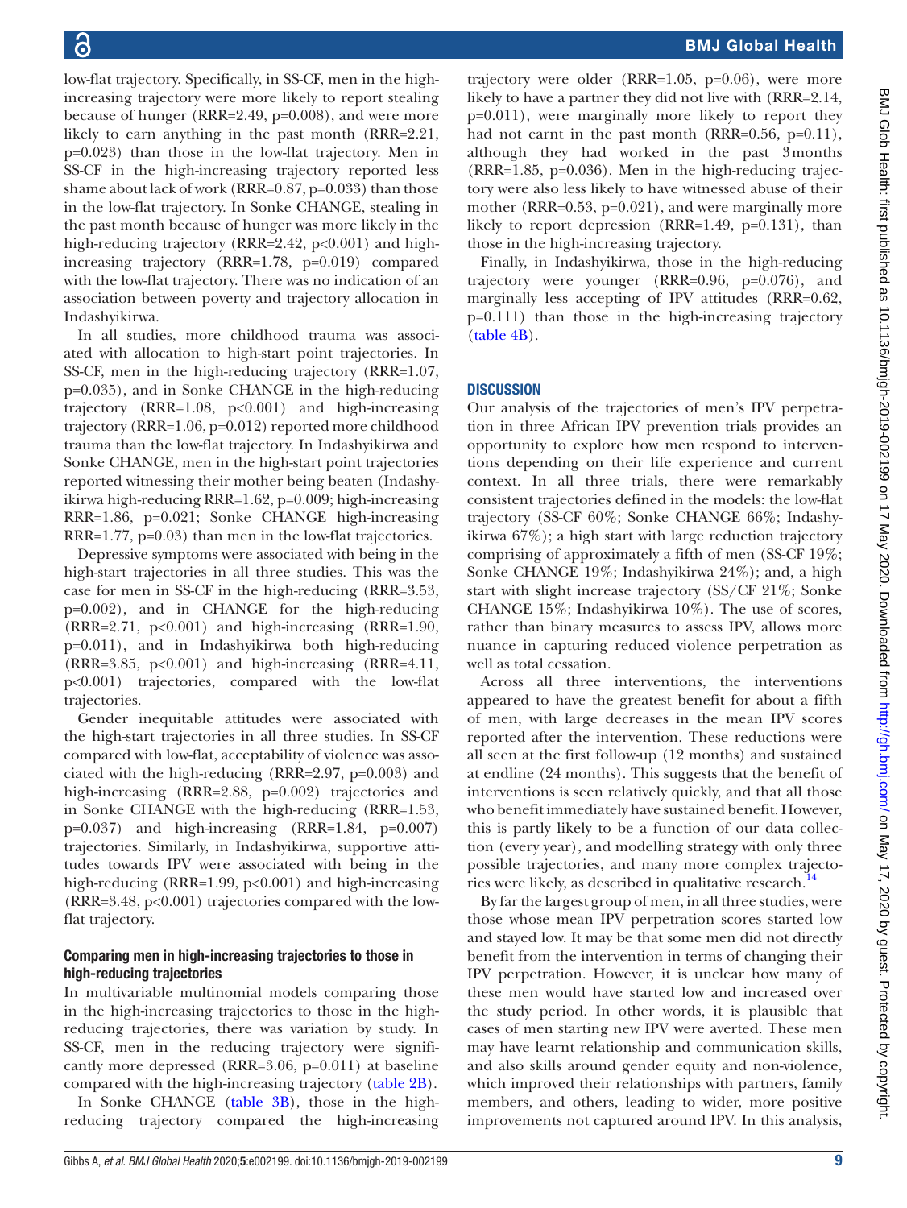low-flat trajectory. Specifically, in SS-CF, men in the high-increasing trajectory were more likely to report stealing because of hunger (RRR=2.49, p=0.008), and were more likely to earn anything in the past month (RRR=2.21, p=0.023) than those in the low-flat trajectory. Men in SS-CF in the high-increasing trajectory reported less shame about lack of work (RRR=0.87, p=0.033) than those in the low-flat trajectory. In Sonke CHANGE, stealing in the past month because of hunger was more likely in the high-reducing trajectory (RRR=2.42, p<0.001) and high-increasing trajectory (RRR=1.78, p=0.019) compared with the low-flat trajectory. There was no indication of an association between poverty and trajectory allocation in Indashyikirwa.

In all studies, more childhood trauma was associated with allocation to high-start point trajectories. In SS-CF, men in the high-reducing trajectory (RRR=1.07, p=0.035), and in Sonke CHANGE in the high-reducing trajectory (RRR=1.08, p<0.001) and high-increasing trajectory (RRR=1.06, p=0.012) reported more childhood trauma than the low-flat trajectory. In Indashyikirwa and Sonke CHANGE, men in the high-start point trajectories reported witnessing their mother being beaten (Indashyikirwa high-reducing RRR=1.62, p=0.009; high-increasing RRR=1.86, p=0.021; Sonke CHANGE high-increasing RRR=1.77, p=0.03) than men in the low-flat trajectories.

Depressive symptoms were associated with being in the high-start trajectories in all three studies. This was the case for men in SS-CF in the high-reducing (RRR=3.53, p=0.002), and in CHANGE for the high-reducing (RRR=2.71, p<0.001) and high-increasing (RRR=1.90, p=0.011), and in Indashyikirwa both high-reducing (RRR=3.85, p<0.001) and high-increasing (RRR=4.11, p<0.001) trajectories, compared with the low-flat trajectories.

Gender inequitable attitudes were associated with the high-start trajectories in all three studies. In SS-CF compared with low-flat, acceptability of violence was associated with the high-reducing (RRR=2.97, p=0.003) and high-increasing (RRR=2.88, p=0.002) trajectories and in Sonke CHANGE with the high-reducing (RRR=1.53, p=0.037) and high-increasing (RRR=1.84, p=0.007) trajectories. Similarly, in Indashyikirwa, supportive attitudes towards IPV were associated with being in the high-reducing (RRR=1.99, p<0.001) and high-increasing (RRR=3.48, p<0.001) trajectories compared with the low-flat trajectory.

### Comparing men in high-increasing trajectories to those in high-reducing trajectories

In multivariable multinomial models comparing those in the high-increasing trajectories to those in the high-reducing trajectories, there was variation by study. In SS-CF, men in the reducing trajectory were significantly more depressed (RRR=3.06, p=0.011) at baseline compared with the high-increasing trajectory (table 2B).

In Sonke CHANGE (table 3B), those in the high-reducing trajectory compared the high-increasing trajectory were older (RRR=1.05, p=0.06), were more likely to have a partner they did not live with (RRR=2.14, p=0.011), were marginally more likely to report they had not earnt in the past month (RRR=0.56, p=0.11), although they had worked in the past 3 months (RRR=1.85, p=0.036). Men in the high-reducing trajectory were also less likely to have witnessed abuse of their mother (RRR=0.53, p=0.021), and were marginally more likely to report depression (RRR=1.49, p=0.131), than those in the high-increasing trajectory.

Finally, in Indashyikirwa, those in the high-reducing trajectory were younger (RRR=0.96, p=0.076), and marginally less accepting of IPV attitudes (RRR=0.62, p=0.111) than those in the high-increasing trajectory (table 4B).

## DISCUSSION

Our analysis of the trajectories of men's IPV perpetration in three African IPV prevention trials provides an opportunity to explore how men respond to interventions depending on their life experience and current context. In all three trials, there were remarkably consistent trajectories defined in the models: the low-flat trajectory (SS-CF 60%; Sonke CHANGE 66%; Indashyikirwa 67%); a high start with large reduction trajectory comprising of approximately a fifth of men (SS-CF 19%; Sonke CHANGE 19%; Indashyikirwa 24%); and, a high start with slight increase trajectory (SS/CF 21%; Sonke CHANGE 15%; Indashyikirwa 10%). The use of scores, rather than binary measures to assess IPV, allows more nuance in capturing reduced violence perpetration as well as total cessation.

Across all three interventions, the interventions appeared to have the greatest benefit for about a fifth of men, with large decreases in the mean IPV scores reported after the intervention. These reductions were all seen at the first follow-up (12 months) and sustained at endline (24 months). This suggests that the benefit of interventions is seen relatively quickly, and that all those who benefit immediately have sustained benefit. However, this is partly likely to be a function of our data collection (every year), and modelling strategy with only three possible trajectories, and many more complex trajectories were likely, as described in qualitative research.[14]

By far the largest group of men, in all three studies, were those whose mean IPV perpetration scores started low and stayed low. It may be that some men did not directly benefit from the intervention in terms of changing their IPV perpetration. However, it is unclear how many of these men would have started low and increased over the study period. In other words, it is plausible that cases of men starting new IPV were averted. These men may have learnt relationship and communication skills, and also skills around gender equity and non-violence, which improved their relationships with partners, family members, and others, leading to wider, more positive improvements not captured around IPV. In this analysis,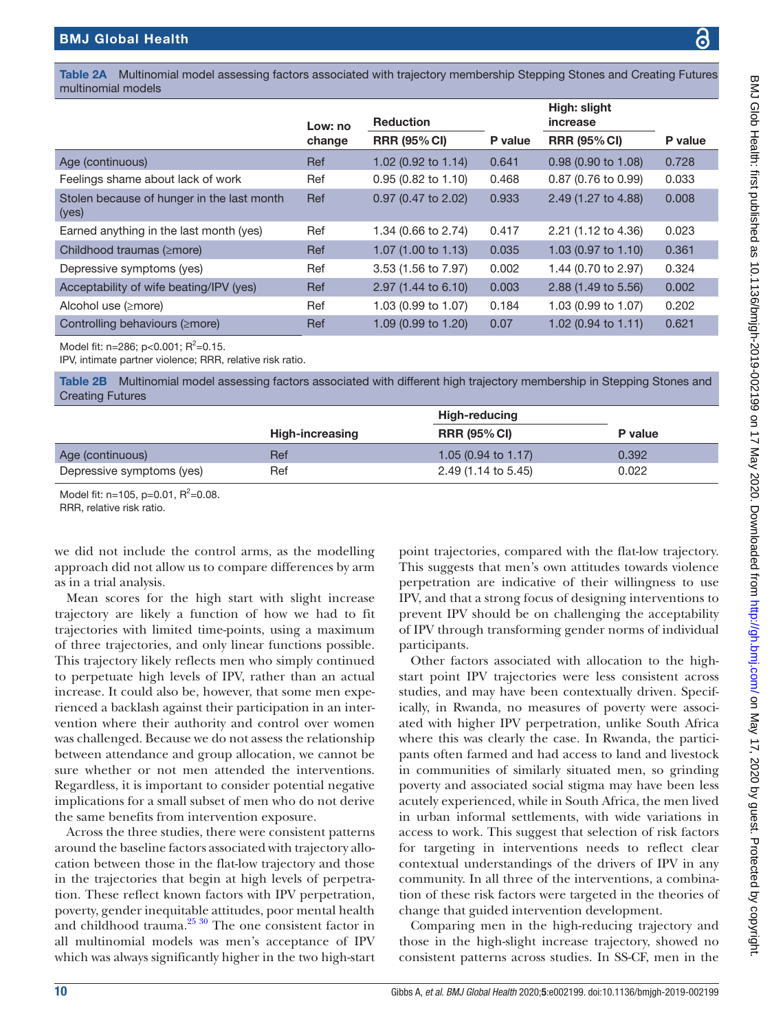Table 2A Multinomial model assessing factors associated with trajectory membership Stepping Stones and Creating Futures multinomial models

| | Low: no change | Reduction | | High: slight increase | |
|---|---|---|---|---|---|
| | | RRR (95% CI) | P value | RRR (95% CI) | P value |
| Age (continuous) | Ref | 1.02 (0.92 to 1.14) | 0.641 | 0.98 (0.90 to 1.08) | 0.728 |
| Feelings shame about lack of work | Ref | 0.95 (0.82 to 1.10) | 0.468 | 0.87 (0.76 to 0.99) | 0.033 |
| Stolen because of hunger in the last month (yes) | Ref | 0.97 (0.47 to 2.02) | 0.933 | 2.49 (1.27 to 4.88) | 0.008 |
| Earned anything in the last month (yes) | Ref | 1.34 (0.66 to 2.74) | 0.417 | 2.21 (1.12 to 4.36) | 0.023 |
| Childhood traumas (≥more) | Ref | 1.07 (1.00 to 1.13) | 0.035 | 1.03 (0.97 to 1.10) | 0.361 |
| Depressive symptoms (yes) | Ref | 3.53 (1.56 to 7.97) | 0.002 | 1.44 (0.70 to 2.97) | 0.324 |
| Acceptability of wife beating/IPV (yes) | Ref | 2.97 (1.44 to 6.10) | 0.003 | 2.88 (1.49 to 5.56) | 0.002 |
| Alcohol use (≥more) | Ref | 1.03 (0.99 to 1.07) | 0.184 | 1.03 (0.99 to 1.07) | 0.202 |
| Controlling behaviours (≥more) | Ref | 1.09 (0.99 to 1.20) | 0.07 | 1.02 (0.94 to 1.11) | 0.621 |

Model fit: n=286; p<0.001; $R^2$=0.15.
IPV, intimate partner violence; RRR, relative risk ratio.

Table 2B Multinomial model assessing factors associated with different high trajectory membership in Stepping Stones and Creating Futures

| | High-increasing | High-reducing | |
|---|---|---|---|
| | | RRR (95% CI) | P value |
| Age (continuous) | Ref | 1.05 (0.94 to 1.17) | 0.392 |
| Depressive symptoms (yes) | Ref | 2.49 (1.14 to 5.45) | 0.022 |

Model fit: n=105, p=0.01, $R^2$=0.08.
RRR, relative risk ratio.

we did not include the control arms, as the modelling approach did not allow us to compare differences by arm as in a trial analysis.

Mean scores for the high start with slight increase trajectory are likely a function of how we had to fit trajectories with limited time-points, using a maximum of three trajectories, and only linear functions possible. This trajectory likely reflects men who simply continued to perpetuate high levels of IPV, rather than an actual increase. It could also be, however, that some men experienced a backlash against their participation in an intervention where their authority and control over women was challenged. Because we do not assess the relationship between attendance and group allocation, we cannot be sure whether or not men attended the interventions. Regardless, it is important to consider potential negative implications for a small subset of men who do not derive the same benefits from intervention exposure.

Across the three studies, there were consistent patterns around the baseline factors associated with trajectory allocation between those in the flat-low trajectory and those in the trajectories that begin at high levels of perpetration. These reflect known factors with IPV perpetration, poverty, gender inequitable attitudes, poor mental health and childhood trauma.[25 30] The one consistent factor in all multinomial models was men's acceptance of IPV which was always significantly higher in the two high-start point trajectories, compared with the flat-low trajectory. This suggests that men's own attitudes towards violence perpetration are indicative of their willingness to use IPV, and that a strong focus of designing interventions to prevent IPV should be on challenging the acceptability of IPV through transforming gender norms of individual participants.

Other factors associated with allocation to the high-start point IPV trajectories were less consistent across studies, and may have been contextually driven. Specifically, in Rwanda, no measures of poverty were associated with higher IPV perpetration, unlike South Africa where this was clearly the case. In Rwanda, the participants often farmed and had access to land and livestock in communities of similarly situated men, so grinding poverty and associated social stigma may have been less acutely experienced, while in South Africa, the men lived in urban informal settlements, with wide variations in access to work. This suggest that selection of risk factors for targeting in interventions needs to reflect clear contextual understandings of the drivers of IPV in any community. In all three of the interventions, a combination of these risk factors were targeted in the theories of change that guided intervention development.

Comparing men in the high-reducing trajectory and those in the high-slight increase trajectory, showed no consistent patterns across studies. In SS-CF, men in the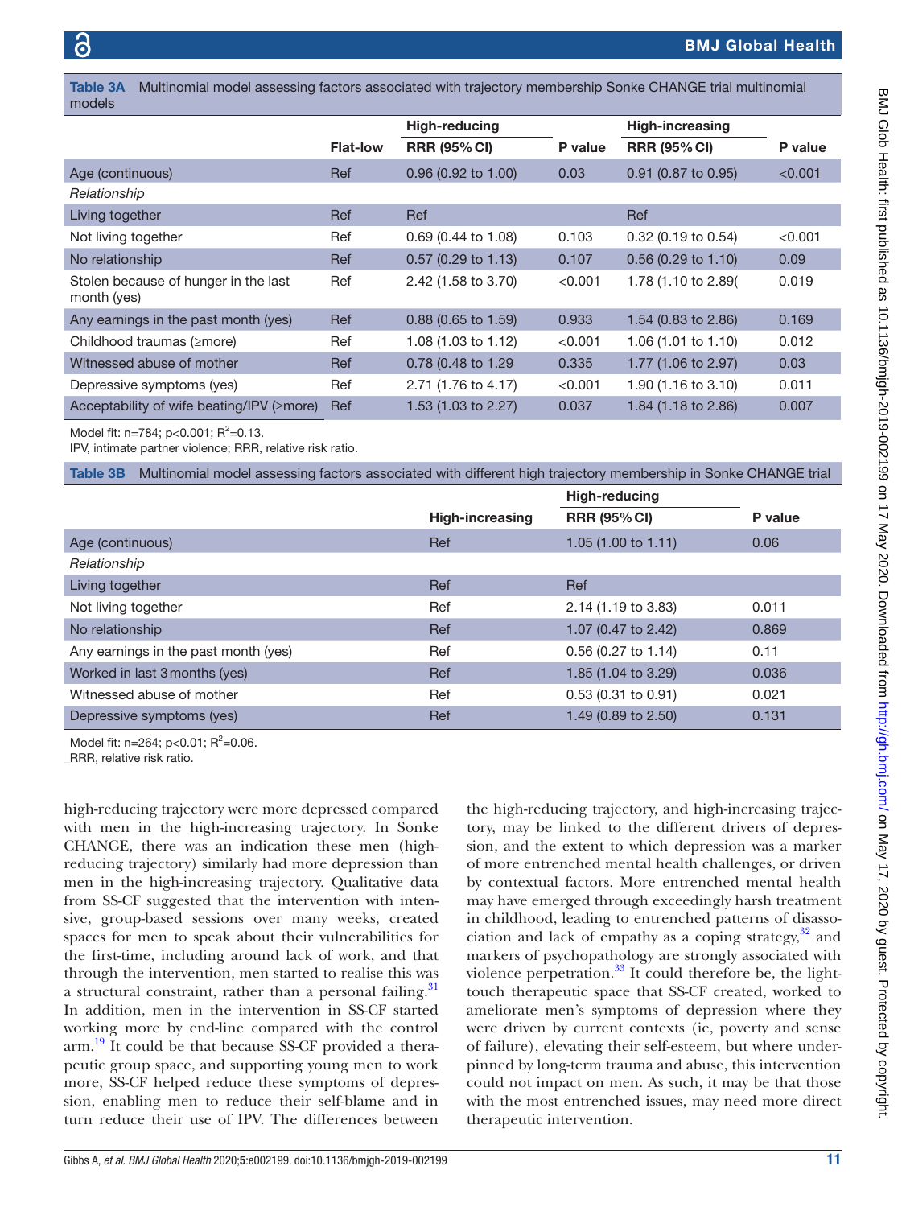**Table 3A** Multinomial model assessing factors associated with trajectory membership Sonke CHANGE trial multinomial models

| | Flat-low | High-reducing | P value | High-increasing | P value |
|---|---|---|---|---|---|
| | | RRR (95% CI) | | RRR (95% CI) | |
| Age (continuous) | Ref | 0.96 (0.92 to 1.00) | 0.03 | 0.91 (0.87 to 0.95) | <0.001 |
| *Relationship* | | | | | |
| Living together | Ref | Ref | | Ref | |
| Not living together | Ref | 0.69 (0.44 to 1.08) | 0.103 | 0.32 (0.19 to 0.54) | <0.001 |
| No relationship | Ref | 0.57 (0.29 to 1.13) | 0.107 | 0.56 (0.29 to 1.10) | 0.09 |
| Stolen because of hunger in the last month (yes) | Ref | 2.42 (1.58 to 3.70) | <0.001 | 1.78 (1.10 to 2.89( | 0.019 |
| Any earnings in the past month (yes) | Ref | 0.88 (0.65 to 1.59) | 0.933 | 1.54 (0.83 to 2.86) | 0.169 |
| Childhood traumas (≥more) | Ref | 1.08 (1.03 to 1.12) | <0.001 | 1.06 (1.01 to 1.10) | 0.012 |
| Witnessed abuse of mother | Ref | 0.78 (0.48 to 1.29 | 0.335 | 1.77 (1.06 to 2.97) | 0.03 |
| Depressive symptoms (yes) | Ref | 2.71 (1.76 to 4.17) | <0.001 | 1.90 (1.16 to 3.10) | 0.011 |
| Acceptability of wife beating/IPV (≥more) | Ref | 1.53 (1.03 to 2.27) | 0.037 | 1.84 (1.18 to 2.86) | 0.007 |

Model fit: n=784; p<0.001; $R^2$=0.13.
IPV, intimate partner violence; RRR, relative risk ratio.

**Table 3B** Multinomial model assessing factors associated with different high trajectory membership in Sonke CHANGE trial

| | High-increasing | High-reducing | P value |
|---|---|---|---|
| | | RRR (95% CI) | |
| Age (continuous) | Ref | 1.05 (1.00 to 1.11) | 0.06 |
| *Relationship* | | | |
| Living together | Ref | Ref | |
| Not living together | Ref | 2.14 (1.19 to 3.83) | 0.011 |
| No relationship | Ref | 1.07 (0.47 to 2.42) | 0.869 |
| Any earnings in the past month (yes) | Ref | 0.56 (0.27 to 1.14) | 0.11 |
| Worked in last 3 months (yes) | Ref | 1.85 (1.04 to 3.29) | 0.036 |
| Witnessed abuse of mother | Ref | 0.53 (0.31 to 0.91) | 0.021 |
| Depressive symptoms (yes) | Ref | 1.49 (0.89 to 2.50) | 0.131 |

Model fit: n=264; p<0.01; $R^2$=0.06.
RRR, relative risk ratio.

high-reducing trajectory were more depressed compared with men in the high-increasing trajectory. In Sonke CHANGE, there was an indication these men (high-reducing trajectory) similarly had more depression than men in the high-increasing trajectory. Qualitative data from SS-CF suggested that the intervention with intensive, group-based sessions over many weeks, created spaces for men to speak about their vulnerabilities for the first-time, including around lack of work, and that through the intervention, men started to realise this was a structural constraint, rather than a personal failing.[31] In addition, men in the intervention in SS-CF started working more by end-line compared with the control arm.[19] It could be that because SS-CF provided a therapeutic group space, and supporting young men to work more, SS-CF helped reduce these symptoms of depression, enabling men to reduce their self-blame and in turn reduce their use of IPV. The differences between the high-reducing trajectory, and high-increasing trajectory, may be linked to the different drivers of depression, and the extent to which depression was a marker of more entrenched mental health challenges, or driven by contextual factors. More entrenched mental health may have emerged through exceedingly harsh treatment in childhood, leading to entrenched patterns of disassociation and lack of empathy as a coping strategy,[32] and markers of psychopathology are strongly associated with violence perpetration.[33] It could therefore be, the light-touch therapeutic space that SS-CF created, worked to ameliorate men's symptoms of depression where they were driven by current contexts (ie, poverty and sense of failure), elevating their self-esteem, but where underpinned by long-term trauma and abuse, this intervention could not impact on men. As such, it may be that those with the most entrenched issues, may need more direct therapeutic intervention.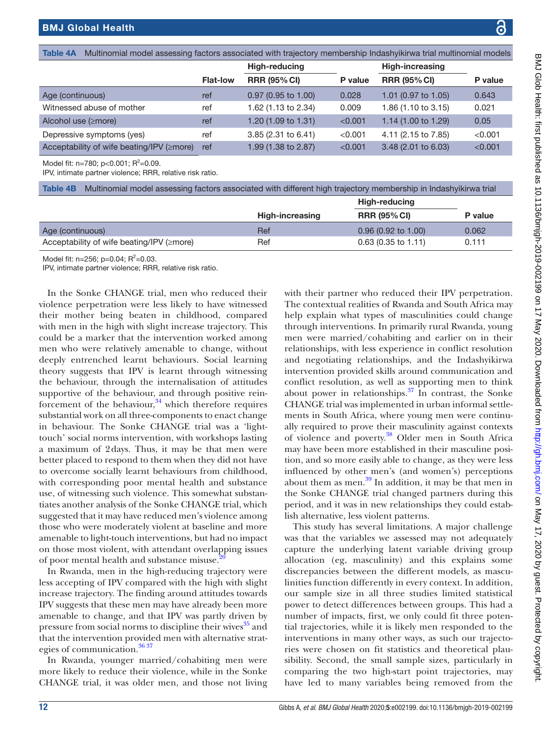Table 4A Multinomial model assessing factors associated with trajectory membership Indashyikirwa trial multinomial models

| | Flat-low | High-reducing | | High-increasing | |
|---|---|---|---|---|---|
| | | RRR (95% CI) | P value | RRR (95% CI) | P value |
| Age (continuous) | ref | 0.97 (0.95 to 1.00) | 0.028 | 1.01 (0.97 to 1.05) | 0.643 |
| Witnessed abuse of mother | ref | 1.62 (1.13 to 2.34) | 0.009 | 1.86 (1.10 to 3.15) | 0.021 |
| Alcohol use (≥more) | ref | 1.20 (1.09 to 1.31) | <0.001 | 1.14 (1.00 to 1.29) | 0.05 |
| Depressive symptoms (yes) | ref | 3.85 (2.31 to 6.41) | <0.001 | 4.11 (2.15 to 7.85) | <0.001 |
| Acceptability of wife beating/IPV (≥more) | ref | 1.99 (1.38 to 2.87) | <0.001 | 3.48 (2.01 to 6.03) | <0.001 |

Model fit: n=780; p<0.001; $R^2$=0.09.
IPV, intimate partner violence; RRR, relative risk ratio.

Table 4B Multinomial model assessing factors associated with different high trajectory membership in Indashyikirwa trial

| | High-increasing | High-reducing | |
|---|---|---|---|
| | | RRR (95% CI) | P value |
| Age (continuous) | Ref | 0.96 (0.92 to 1.00) | 0.062 |
| Acceptability of wife beating/IPV (≥more) | Ref | 0.63 (0.35 to 1.11) | 0.111 |

Model fit: n=256; p=0.04; $R^2$=0.03.
IPV, intimate partner violence; RRR, relative risk ratio.

In the Sonke CHANGE trial, men who reduced their violence perpetration were less likely to have witnessed their mother being beaten in childhood, compared with men in the high with slight increase trajectory. This could be a marker that the intervention worked among men who were relatively amenable to change, without deeply entrenched learnt behaviours. Social learning theory suggests that IPV is learnt through witnessing the behaviour, through the internalisation of attitudes supportive of the behaviour, and through positive reinforcement of the behaviour,[34] which therefore requires substantial work on all three-components to enact change in behaviour. The Sonke CHANGE trial was a 'light-touch' social norms intervention, with workshops lasting a maximum of 2 days. Thus, it may be that men were better placed to respond to them when they did not have to overcome socially learnt behaviours from childhood, with corresponding poor mental health and substance use, of witnessing such violence. This somewhat substantiates another analysis of the Sonke CHANGE trial, which suggested that it may have reduced men's violence among those who were moderately violent at baseline and more amenable to light-touch interventions, but had no impact on those most violent, with attendant overlapping issues of poor mental health and substance misuse.[20]

In Rwanda, men in the high-reducing trajectory were less accepting of IPV compared with the high with slight increase trajectory. The finding around attitudes towards IPV suggests that these men may have already been more amenable to change, and that IPV was partly driven by pressure from social norms to discipline their wives[35] and that the intervention provided men with alternative strategies of communication.[36,37]

In Rwanda, younger married/cohabiting men were more likely to reduce their violence, while in the Sonke CHANGE trial, it was older men, and those not living with their partner who reduced their IPV perpetration. The contextual realities of Rwanda and South Africa may help explain what types of masculinities could change through interventions. In primarily rural Rwanda, young men were married/cohabiting and earlier on in their relationships, with less experience in conflict resolution and negotiating relationships, and the Indashyikirwa intervention provided skills around communication and conflict resolution, as well as supporting men to think about power in relationships.[37] In contrast, the Sonke CHANGE trial was implemented in urban informal settlements in South Africa, where young men were continually required to prove their masculinity against contexts of violence and poverty.[38] Older men in South Africa may have been more established in their masculine position, and so more easily able to change, as they were less influenced by other men's (and women's) perceptions about them as men.[39] In addition, it may be that men in the Sonke CHANGE trial changed partners during this period, and it was in new relationships they could establish alternative, less violent patterns.

This study has several limitations. A major challenge was that the variables we assessed may not adequately capture the underlying latent variable driving group allocation (eg, masculinity) and this explains some discrepancies between the different models, as masculinities function differently in every context. In addition, our sample size in all three studies limited statistical power to detect differences between groups. This had a number of impacts, first, we only could fit three potential trajectories, while it is likely men responded to the interventions in many other ways, as such our trajectories were chosen on fit statistics and theoretical plausibility. Second, the small sample sizes, particularly in comparing the two high-start point trajectories, may have led to many variables being removed from the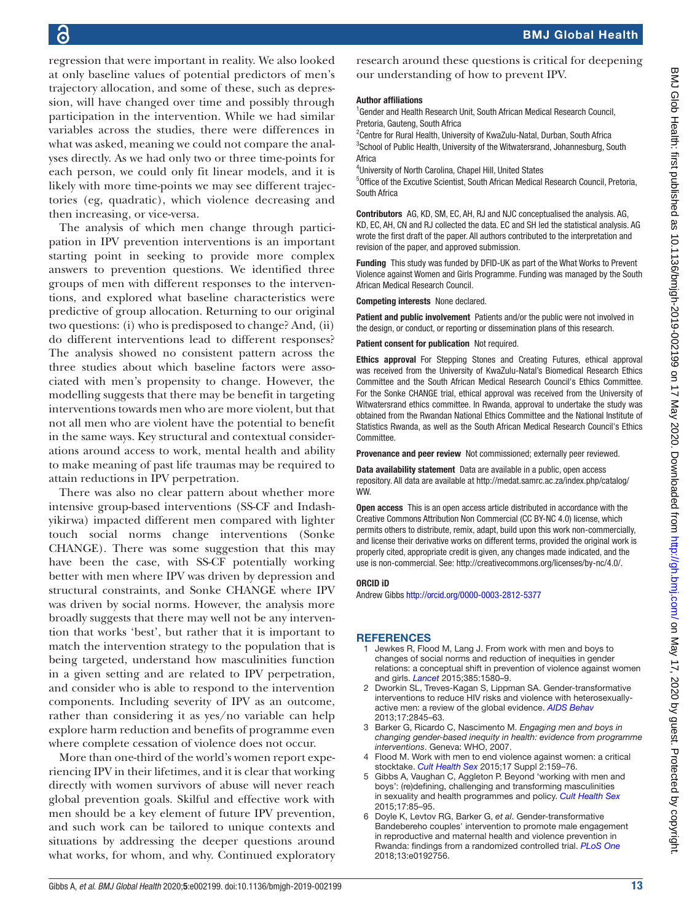regression that were important in reality. We also looked at only baseline values of potential predictors of men's trajectory allocation, and some of these, such as depression, will have changed over time and possibly through participation in the intervention. While we had similar variables across the studies, there were differences in what was asked, meaning we could not compare the analyses directly. As we had only two or three time-points for each person, we could only fit linear models, and it is likely with more time-points we may see different trajectories (eg, quadratic), which violence decreasing and then increasing, or vice-versa.

The analysis of which men change through participation in IPV prevention interventions is an important starting point in seeking to provide more complex answers to prevention questions. We identified three groups of men with different responses to the interventions, and explored what baseline characteristics were predictive of group allocation. Returning to our original two questions: (i) who is predisposed to change? And, (ii) do different interventions lead to different responses? The analysis showed no consistent pattern across the three studies about which baseline factors were associated with men's propensity to change. However, the modelling suggests that there may be benefit in targeting interventions towards men who are more violent, but that not all men who are violent have the potential to benefit in the same ways. Key structural and contextual considerations around access to work, mental health and ability to make meaning of past life traumas may be required to attain reductions in IPV perpetration.

There was also no clear pattern about whether more intensive group-based interventions (SS-CF and Indashyikirwa) impacted different men compared with lighter touch social norms change interventions (Sonke CHANGE). There was some suggestion that this may have been the case, with SS-CF potentially working better with men where IPV was driven by depression and structural constraints, and Sonke CHANGE where IPV was driven by social norms. However, the analysis more broadly suggests that there may well not be any intervention that works 'best', but rather that it is important to match the intervention strategy to the population that is being targeted, understand how masculinities function in a given setting and are related to IPV perpetration, and consider who is able to respond to the intervention components. Including severity of IPV as an outcome, rather than considering it as yes/no variable can help explore harm reduction and benefits of programme even where complete cessation of violence does not occur.

More than one-third of the world's women report experiencing IPV in their lifetimes, and it is clear that working directly with women survivors of abuse will never reach global prevention goals. Skilful and effective work with men should be a key element of future IPV prevention, and such work can be tailored to unique contexts and situations by addressing the deeper questions around what works, for whom, and why. Continued exploratory research around these questions is critical for deepening our understanding of how to prevent IPV.

**Author affiliations**

[1]Gender and Health Research Unit, South African Medical Research Council, Pretoria, Gauteng, South Africa
[2]Centre for Rural Health, University of KwaZulu-Natal, Durban, South Africa
[3]School of Public Health, University of the Witwatersrand, Johannesburg, South Africa
[4]University of North Carolina, Chapel Hill, United States
[5]Office of the Excutive Scientist, South African Medical Research Council, Pretoria, South Africa

**Contributors** AG, KD, SM, EC, AH, RJ and NJC conceptualised the analysis. AG, KD, EC, AH, CN and RJ collected the data. EC and SH led the statistical analysis. AG wrote the first draft of the paper. All authors contributed to the interpretation and revision of the paper, and approved submission.

**Funding** This study was funded by DFID-UK as part of the What Works to Prevent Violence against Women and Girls Programme. Funding was managed by the South African Medical Research Council.

**Competing interests** None declared.

**Patient and public involvement** Patients and/or the public were not involved in the design, or conduct, or reporting or dissemination plans of this research.

**Patient consent for publication** Not required.

**Ethics approval** For Stepping Stones and Creating Futures, ethical approval was received from the University of KwaZulu-Natal's Biomedical Research Ethics Committee and the South African Medical Research Council's Ethics Committee. For the Sonke CHANGE trial, ethical approval was received from the University of Witwatersrand ethics committee. In Rwanda, approval to undertake the study was obtained from the Rwandan National Ethics Committee and the National Institute of Statistics Rwanda, as well as the South African Medical Research Council's Ethics Committee.

**Provenance and peer review** Not commissioned; externally peer reviewed.

**Data availability statement** Data are available in a public, open access repository. All data are available at http://medat.samrc.ac.za/index.php/catalog/WW.

**Open access** This is an open access article distributed in accordance with the Creative Commons Attribution Non Commercial (CC BY-NC 4.0) license, which permits others to distribute, remix, adapt, build upon this work non-commercially, and license their derivative works on different terms, provided the original work is properly cited, appropriate credit is given, any changes made indicated, and the use is non-commercial. See: http://creativecommons.org/licenses/by-nc/4.0/.

**ORCID iD**

Andrew Gibbs http://orcid.org/0000-0003-2812-5377

## REFERENCES

1. Jewkes R, Flood M, Lang J. From work with men and boys to changes of social norms and reduction of inequities in gender relations: a conceptual shift in prevention of violence against women and girls. *Lancet* 2015;385:1580–9.
2. Dworkin SL, Treves-Kagan S, Lippman SA. Gender-transformative interventions to reduce HIV risks and violence with heterosexually-active men: a review of the global evidence. *AIDS Behav* 2013;17:2845–63.
3. Barker G, Ricardo C, Nascimento M. *Engaging men and boys in changing gender-based inequity in health: evidence from programme interventions*. Geneva: WHO, 2007.
4. Flood M. Work with men to end violence against women: a critical stocktake. *Cult Health Sex* 2015;17 Suppl 2:159–76.
5. Gibbs A, Vaughan C, Aggleton P. Beyond 'working with men and boys': (re)defining, challenging and transforming masculinities in sexuality and health programmes and policy. *Cult Health Sex* 2015;17:85–95.
6. Doyle K, Levtov RG, Barker G, *et al*. Gender-transformative Bandebereho couples' intervention to promote male engagement in reproductive and maternal health and violence prevention in Rwanda: findings from a randomized controlled trial. *PLoS One* 2018;13:e0192756.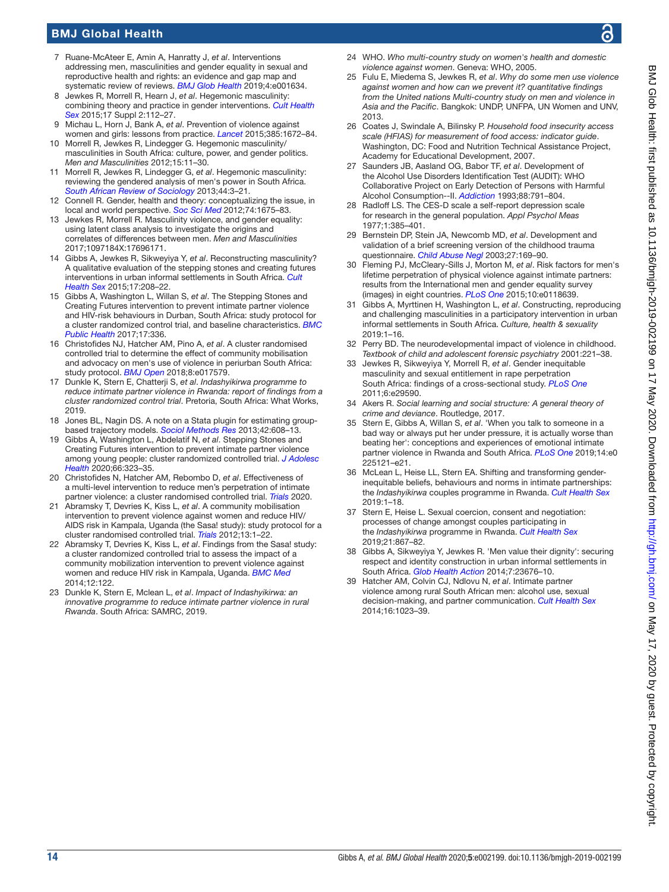7. Ruane-McAteer E, Amin A, Hanratty J, *et al*. Interventions addressing men, masculinities and gender equality in sexual and reproductive health and rights: an evidence and gap map and systematic review of reviews. *BMJ Glob Health* 2019;4:e001634.
8. Jewkes R, Morrell R, Hearn J, *et al*. Hegemonic masculinity: combining theory and practice in gender interventions. *Cult Health Sex* 2015;17 Suppl 2:112–27.
9. Michau L, Horn J, Bank A, *et al*. Prevention of violence against women and girls: lessons from practice. *Lancet* 2015;385:1672–84.
10. Morrell R, Jewkes R, Lindegger G. Hegemonic masculinity/ masculinities in South Africa: culture, power, and gender politics. *Men and Masculinities* 2012;15:11–30.
11. Morrell R, Jewkes R, Lindegger G, *et al*. Hegemonic masculinity: reviewing the gendered analysis of men's power in South Africa. *South African Review of Sociology* 2013;44:3–21.
12. Connell R. Gender, health and theory: conceptualizing the issue, in local and world perspective. *Soc Sci Med* 2012;74:1675–83.
13. Jewkes R, Morrell R. Masculinity violence, and gender equality: using latent class analysis to investigate the origins and correlates of differences between men. *Men and Masculinities* 2017;1097184X:17696171.
14. Gibbs A, Jewkes R, Sikweyiya Y, *et al*. Reconstructing masculinity? A qualitative evaluation of the stepping stones and creating futures interventions in urban informal settlements in South Africa. *Cult Health Sex* 2015;17:208–22.
15. Gibbs A, Washington L, Willan S, *et al*. The Stepping Stones and Creating Futures intervention to prevent intimate partner violence and HIV-risk behaviours in Durban, South Africa: study protocol for a cluster randomized control trial, and baseline characteristics. *BMC Public Health* 2017;17:336.
16. Christofides NJ, Hatcher AM, Pino A, *et al*. A cluster randomised controlled trial to determine the effect of community mobilisation and advocacy on men's use of violence in periurban South Africa: study protocol. *BMJ Open* 2018;8:e017579.
17. Dunkle K, Stern E, Chatterji S, *et al*. *Indashyikirwa programme to reduce intimate partner violence in Rwanda: report of findings from a cluster randomized control trial*. Pretoria, South Africa: What Works, 2019.
18. Jones BL, Nagin DS. A note on a Stata plugin for estimating group-based trajectory models. *Sociol Methods Res* 2013;42:608–13.
19. Gibbs A, Washington L, Abdelatif N, *et al*. Stepping Stones and Creating Futures intervention to prevent intimate partner violence among young people: cluster randomized controlled trial. *J Adolesc Health* 2020;66:323–35.
20. Christofides N, Hatcher AM, Rebombo D, *et al*. Effectiveness of a multi-level intervention to reduce men's perpetration of intimate partner violence: a cluster randomised controlled trial. *Trials* 2020.
21. Abramsky T, Devries K, Kiss L, *et al*. A community mobilisation intervention to prevent violence against women and reduce HIV/AIDS risk in Kampala, Uganda (the Sasa! study): study protocol for a cluster randomised controlled trial. *Trials* 2012;13:1–22.
22. Abramsky T, Devries K, Kiss L, *et al*. Findings from the Sasa! study: a cluster randomized controlled trial to assess the impact of a community mobilization intervention to prevent violence against women and reduce HIV risk in Kampala, Uganda. *BMC Med* 2014;12:122.
23. Dunkle K, Stern E, Mclean L, *et al*. *Impact of Indashyikirwa: an innovative programme to reduce intimate partner violence in rural Rwanda*. South Africa: SAMRC, 2019.
24. WHO. *Who multi-country study on women's health and domestic violence against women*. Geneva: WHO, 2005.
25. Fulu E, Miedema S, Jewkes R, *et al*. *Why do some men use violence against women and how can we prevent it? quantitative findings from the United nations Multi-country study on men and violence in Asia and the Pacific*. Bangkok: UNDP, UNFPA, UN Women and UNV, 2013.
26. Coates J, Swindale A, Bilinsky P. *Household food insecurity access scale (HFIAS) for measurement of food access: indicator guide*. Washington, DC: Food and Nutrition Technical Assistance Project, Academy for Educational Development, 2007.
27. Saunders JB, Aasland OG, Babor TF, *et al*. Development of the Alcohol Use Disorders Identification Test (AUDIT): WHO Collaborative Project on Early Detection of Persons with Harmful Alcohol Consumption--II. *Addiction* 1993;88:791–804.
28. Radloff LS. The CES-D scale a self-report depression scale for research in the general population. *Appl Psychol Meas* 1977;1:385–401.
29. Bernstein DP, Stein JA, Newcomb MD, *et al*. Development and validation of a brief screening version of the childhood trauma questionnaire. *Child Abuse Negl* 2003;27:169–90.
30. Fleming PJ, McCleary-Sills J, Morton M, *et al*. Risk factors for men's lifetime perpetration of physical violence against intimate partners: results from the International men and gender equality survey (images) in eight countries. *PLoS One* 2015;10:e0118639.
31. Gibbs A, Myrttinen H, Washington L, *et al*. Constructing, reproducing and challenging masculinities in a participatory intervention in urban informal settlements in South Africa. *Culture, health & sexuality* 2019:1–16.
32. Perry BD. The neurodevelopmental impact of violence in childhood. *Textbook of child and adolescent forensic psychiatry* 2001:221–38.
33. Jewkes R, Sikweyiya Y, Morrell R, *et al*. Gender inequitable masculinity and sexual entitlement in rape perpetration South Africa: findings of a cross-sectional study. *PLoS One* 2011;6:e29590.
34. Akers R. *Social learning and social structure: A general theory of crime and deviance*. Routledge, 2017.
35. Stern E, Gibbs A, Willan S, *et al*. 'When you talk to someone in a bad way or always put her under pressure, it is actually worse than beating her': conceptions and experiences of emotional intimate partner violence in Rwanda and South Africa. *PLoS One* 2019;14:e0225121–e21.
36. McLean L, Heise LL, Stern EA. Shifting and transforming gender-inequitable beliefs, behaviours and norms in intimate partnerships: the *Indashyikirwa* couples programme in Rwanda. *Cult Health Sex* 2019:1–18.
37. Stern E, Heise L. Sexual coercion, consent and negotiation: processes of change amongst couples participating in the *Indashyikirwa* programme in Rwanda. *Cult Health Sex* 2019;21:867–82.
38. Gibbs A, Sikweyiya Y, Jewkes R. 'Men value their dignity': securing respect and identity construction in urban informal settlements in South Africa. *Glob Health Action* 2014;7:23676–10.
39. Hatcher AM, Colvin CJ, Ndlovu N, *et al*. Intimate partner violence among rural South African men: alcohol use, sexual decision-making, and partner communication. *Cult Health Sex* 2014;16:1023–39.